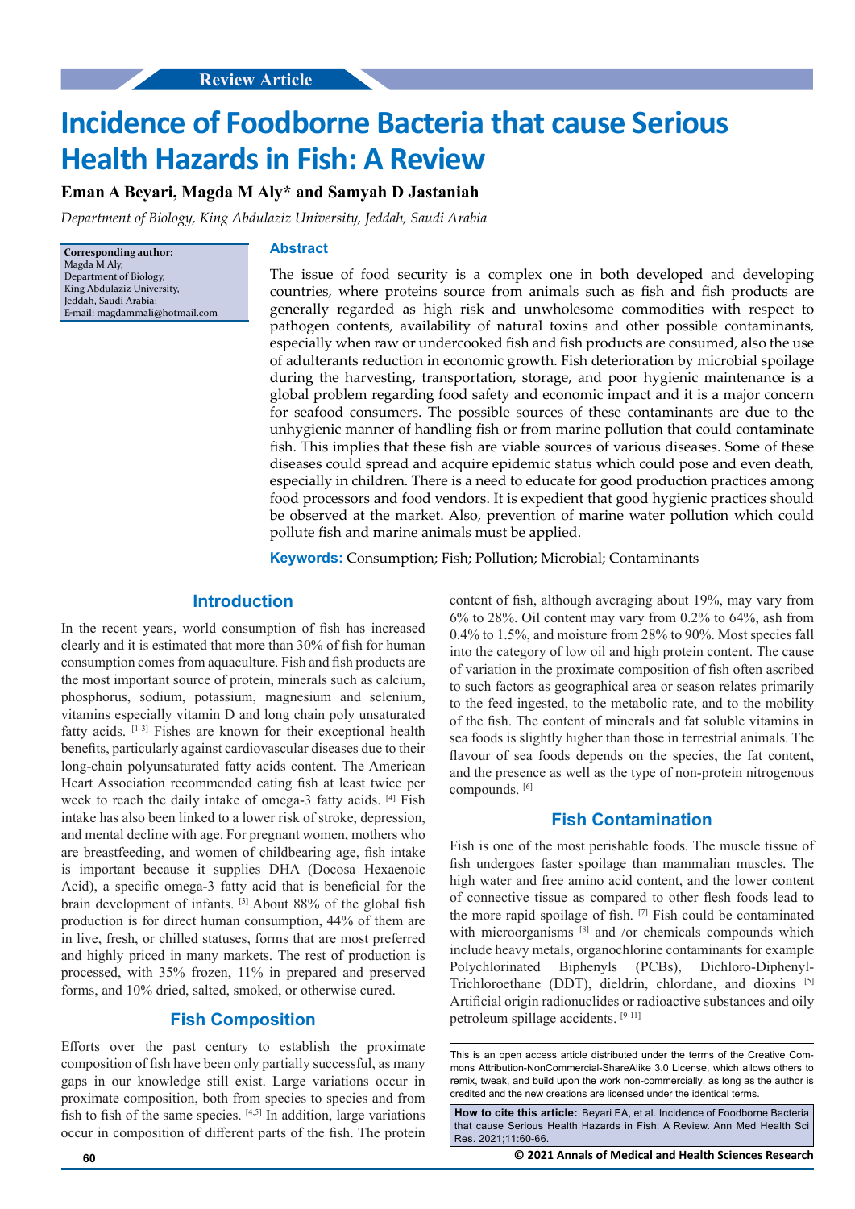Review Article

# Incidence of Foodborne Bacteria that cause Serious Health Hazards in Fish: A Review

**Eman A Beyari, Magda M Aly* and Samyah D Jastaniah**

*Department of Biology, King Abdulaziz University, Jeddah, Saudi Arabia*

**Corresponding author:**
Magda M Aly,
Department of Biology,
King Abdulaziz University,
Jeddah, Saudi Arabia;
E-mail: magdammali@hotmail.com

## Abstract

The issue of food security is a complex one in both developed and developing countries, where proteins source from animals such as fish and fish products are generally regarded as high risk and unwholesome commodities with respect to pathogen contents, availability of natural toxins and other possible contaminants, especially when raw or undercooked fish and fish products are consumed, also the use of adulterants reduction in economic growth. Fish deterioration by microbial spoilage during the harvesting, transportation, storage, and poor hygienic maintenance is a global problem regarding food safety and economic impact and it is a major concern for seafood consumers. The possible sources of these contaminants are due to the unhygienic manner of handling fish or from marine pollution that could contaminate fish. This implies that these fish are viable sources of various diseases. Some of these diseases could spread and acquire epidemic status which could pose and even death, especially in children. There is a need to educate for good production practices among food processors and food vendors. It is expedient that good hygienic practices should be observed at the market. Also, prevention of marine water pollution which could pollute fish and marine animals must be applied.

**Keywords:** Consumption; Fish; Pollution; Microbial; Contaminants

## Introduction

In the recent years, world consumption of fish has increased clearly and it is estimated that more than 30% of fish for human consumption comes from aquaculture. Fish and fish products are the most important source of protein, minerals such as calcium, phosphorus, sodium, potassium, magnesium and selenium, vitamins especially vitamin D and long chain poly unsaturated fatty acids. [1-3] Fishes are known for their exceptional health benefits, particularly against cardiovascular diseases due to their long-chain polyunsaturated fatty acids content. The American Heart Association recommended eating fish at least twice per week to reach the daily intake of omega-3 fatty acids. [4] Fish intake has also been linked to a lower risk of stroke, depression, and mental decline with age. For pregnant women, mothers who are breastfeeding, and women of childbearing age, fish intake is important because it supplies DHA (Docosa Hexaenoic Acid), a specific omega-3 fatty acid that is beneficial for the brain development of infants. [3] About 88% of the global fish production is for direct human consumption, 44% of them are in live, fresh, or chilled statuses, forms that are most preferred and highly priced in many markets. The rest of production is processed, with 35% frozen, 11% in prepared and preserved forms, and 10% dried, salted, smoked, or otherwise cured.

## Fish Composition

Efforts over the past century to establish the proximate composition of fish have been only partially successful, as many gaps in our knowledge still exist. Large variations occur in proximate composition, both from species to species and from fish to fish of the same species. [4,5] In addition, large variations occur in composition of different parts of the fish. The protein content of fish, although averaging about 19%, may vary from 6% to 28%. Oil content may vary from 0.2% to 64%, ash from 0.4% to 1.5%, and moisture from 28% to 90%. Most species fall into the category of low oil and high protein content. The cause of variation in the proximate composition of fish often ascribed to such factors as geographical area or season relates primarily to the feed ingested, to the metabolic rate, and to the mobility of the fish. The content of minerals and fat soluble vitamins in sea foods is slightly higher than those in terrestrial animals. The flavour of sea foods depends on the species, the fat content, and the presence as well as the type of non-protein nitrogenous compounds. [6]

## Fish Contamination

Fish is one of the most perishable foods. The muscle tissue of fish undergoes faster spoilage than mammalian muscles. The high water and free amino acid content, and the lower content of connective tissue as compared to other flesh foods lead to the more rapid spoilage of fish. [7] Fish could be contaminated with microorganisms [8] and /or chemicals compounds which include heavy metals, organochlorine contaminants for example Polychlorinated Biphenyls (PCBs), Dichloro-Diphenyl-Trichloroethane (DDT), dieldrin, chlordane, and dioxins [5] Artificial origin radionuclides or radioactive substances and oily petroleum spillage accidents. [9-11]

This is an open access article distributed under the terms of the Creative Commons Attribution-NonCommercial-ShareAlike 3.0 License, which allows others to remix, tweak, and build upon the work non-commercially, as long as the author is credited and the new creations are licensed under the identical terms.

**How to cite this article:** Beyari EA, et al. Incidence of Foodborne Bacteria that cause Serious Health Hazards in Fish: A Review. Ann Med Health Sci Res. 2021;11:60-66.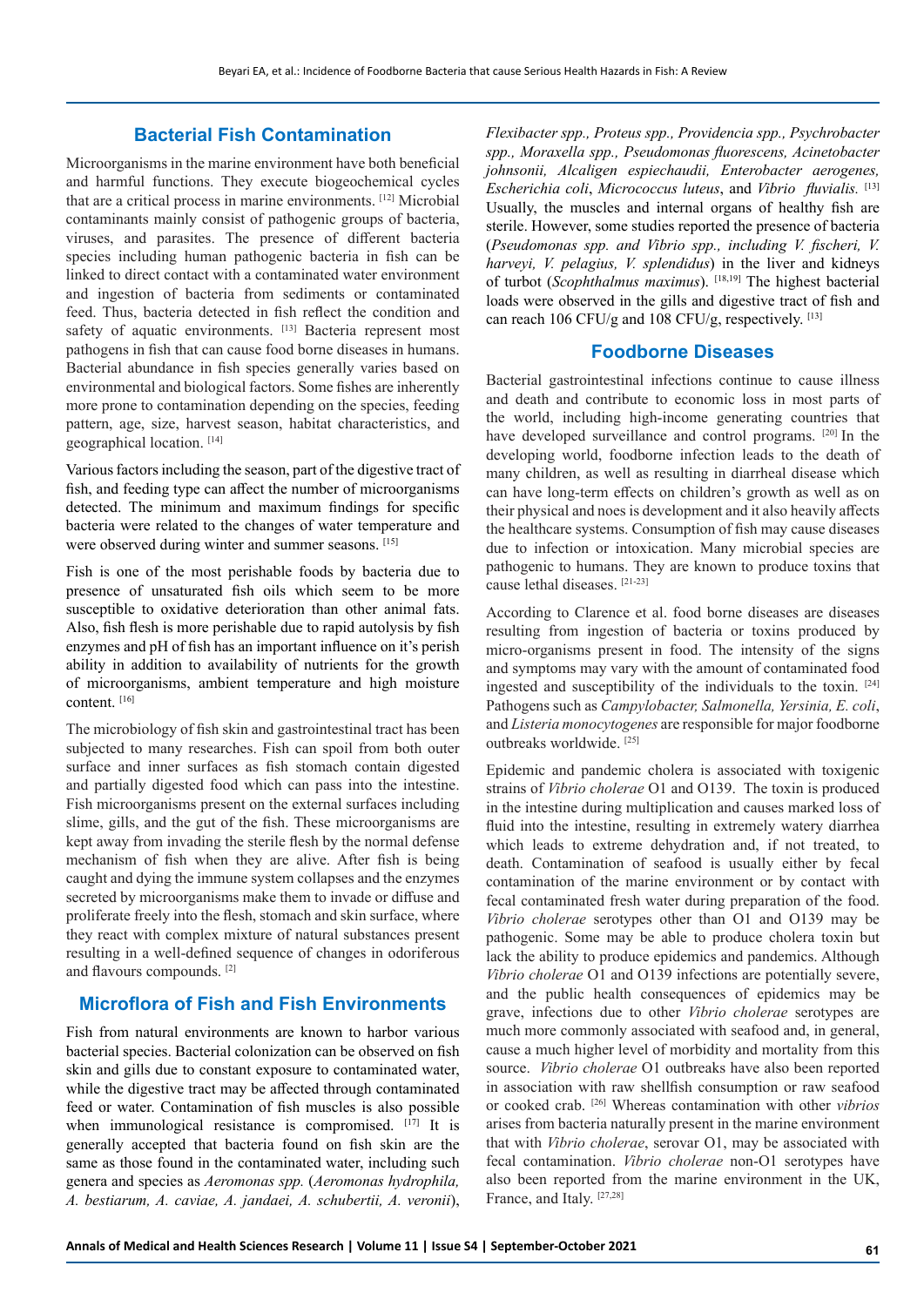## Bacterial Fish Contamination

Microorganisms in the marine environment have both beneficial and harmful functions. They execute biogeochemical cycles that are a critical process in marine environments. [12] Microbial contaminants mainly consist of pathogenic groups of bacteria, viruses, and parasites. The presence of different bacteria species including human pathogenic bacteria in fish can be linked to direct contact with a contaminated water environment and ingestion of bacteria from sediments or contaminated feed. Thus, bacteria detected in fish reflect the condition and safety of aquatic environments. [13] Bacteria represent most pathogens in fish that can cause food borne diseases in humans. Bacterial abundance in fish species generally varies based on environmental and biological factors. Some fishes are inherently more prone to contamination depending on the species, feeding pattern, age, size, harvest season, habitat characteristics, and geographical location. [14]

Various factors including the season, part of the digestive tract of fish, and feeding type can affect the number of microorganisms detected. The minimum and maximum findings for specific bacteria were related to the changes of water temperature and were observed during winter and summer seasons. [15]

Fish is one of the most perishable foods by bacteria due to presence of unsaturated fish oils which seem to be more susceptible to oxidative deterioration than other animal fats. Also, fish flesh is more perishable due to rapid autolysis by fish enzymes and pH of fish has an important influence on it's perish ability in addition to availability of nutrients for the growth of microorganisms, ambient temperature and high moisture content. [16]

The microbiology of fish skin and gastrointestinal tract has been subjected to many researches. Fish can spoil from both outer surface and inner surfaces as fish stomach contain digested and partially digested food which can pass into the intestine. Fish microorganisms present on the external surfaces including slime, gills, and the gut of the fish. These microorganisms are kept away from invading the sterile flesh by the normal defense mechanism of fish when they are alive. After fish is being caught and dying the immune system collapses and the enzymes secreted by microorganisms make them to invade or diffuse and proliferate freely into the flesh, stomach and skin surface, where they react with complex mixture of natural substances present resulting in a well-defined sequence of changes in odoriferous and flavours compounds. [2]

## Microflora of Fish and Fish Environments

Fish from natural environments are known to harbor various bacterial species. Bacterial colonization can be observed on fish skin and gills due to constant exposure to contaminated water, while the digestive tract may be affected through contaminated feed or water. Contamination of fish muscles is also possible when immunological resistance is compromised. [17] It is generally accepted that bacteria found on fish skin are the same as those found in the contaminated water, including such genera and species as *Aeromonas spp.* (*Aeromonas hydrophila, A. bestiarum, A. caviae, A. jandaei, A. schubertii, A. veronii*), *Flexibacter spp., Proteus spp., Providencia spp., Psychrobacter spp., Moraxella spp., Pseudomonas fluorescens, Acinetobacter johnsonii, Alcaligen espiechaudii, Enterobacter aerogenes, Escherichia coli*, *Micrococcus luteus*, and *Vibrio fluvialis.* [13] Usually, the muscles and internal organs of healthy fish are sterile. However, some studies reported the presence of bacteria (*Pseudomonas spp. and Vibrio spp., including V. fischeri, V. harveyi, V. pelagius, V. splendidus*) in the liver and kidneys of turbot (*Scophthalmus maximus*). [18,19] The highest bacterial loads were observed in the gills and digestive tract of fish and can reach 106 CFU/g and 108 CFU/g, respectively. [13]

## Foodborne Diseases

Bacterial gastrointestinal infections continue to cause illness and death and contribute to economic loss in most parts of the world, including high-income generating countries that have developed surveillance and control programs. [20] In the developing world, foodborne infection leads to the death of many children, as well as resulting in diarrheal disease which can have long-term effects on children's growth as well as on their physical and noes is development and it also heavily affects the healthcare systems. Consumption of fish may cause diseases due to infection or intoxication. Many microbial species are pathogenic to humans. They are known to produce toxins that cause lethal diseases. [21-23]

According to Clarence et al. food borne diseases are diseases resulting from ingestion of bacteria or toxins produced by micro-organisms present in food. The intensity of the signs and symptoms may vary with the amount of contaminated food ingested and susceptibility of the individuals to the toxin. [24] Pathogens such as *Campylobacter, Salmonella, Yersinia, E. coli*, and *Listeria monocytogenes* are responsible for major foodborne outbreaks worldwide. [25]

Epidemic and pandemic cholera is associated with toxigenic strains of *Vibrio cholerae* O1 and O139. The toxin is produced in the intestine during multiplication and causes marked loss of fluid into the intestine, resulting in extremely watery diarrhea which leads to extreme dehydration and, if not treated, to death. Contamination of seafood is usually either by fecal contamination of the marine environment or by contact with fecal contaminated fresh water during preparation of the food. *Vibrio cholerae* serotypes other than O1 and O139 may be pathogenic. Some may be able to produce cholera toxin but lack the ability to produce epidemics and pandemics. Although *Vibrio cholerae* O1 and O139 infections are potentially severe, and the public health consequences of epidemics may be grave, infections due to other *Vibrio cholerae* serotypes are much more commonly associated with seafood and, in general, cause a much higher level of morbidity and mortality from this source. *Vibrio cholerae* O1 outbreaks have also been reported in association with raw shellfish consumption or raw seafood or cooked crab. [26] Whereas contamination with other *vibrios* arises from bacteria naturally present in the marine environment that with *Vibrio cholerae*, serovar O1, may be associated with fecal contamination. *Vibrio cholerae* non-O1 serotypes have also been reported from the marine environment in the UK, France, and Italy. [27,28]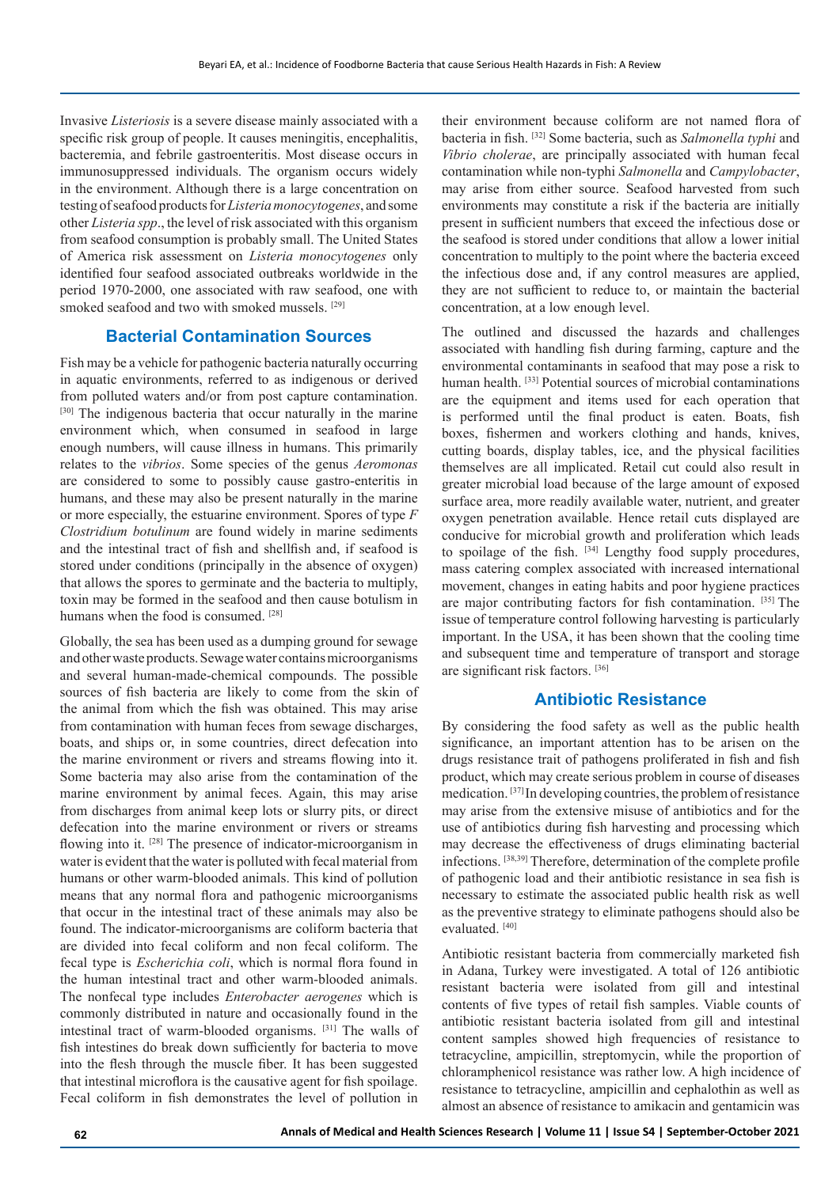Invasive *Listeriosis* is a severe disease mainly associated with a specific risk group of people. It causes meningitis, encephalitis, bacteremia, and febrile gastroenteritis. Most disease occurs in immunosuppressed individuals. The organism occurs widely in the environment. Although there is a large concentration on testing of seafood products for *Listeria monocytogenes*, and some other *Listeria spp*., the level of risk associated with this organism from seafood consumption is probably small. The United States of America risk assessment on *Listeria monocytogenes* only identified four seafood associated outbreaks worldwide in the period 1970-2000, one associated with raw seafood, one with smoked seafood and two with smoked mussels. [29]

## Bacterial Contamination Sources

Fish may be a vehicle for pathogenic bacteria naturally occurring in aquatic environments, referred to as indigenous or derived from polluted waters and/or from post capture contamination. [30] The indigenous bacteria that occur naturally in the marine environment which, when consumed in seafood in large enough numbers, will cause illness in humans. This primarily relates to the *vibrios*. Some species of the genus *Aeromonas* are considered to some to possibly cause gastro-enteritis in humans, and these may also be present naturally in the marine or more especially, the estuarine environment. Spores of type *F Clostridium botulinum* are found widely in marine sediments and the intestinal tract of fish and shellfish and, if seafood is stored under conditions (principally in the absence of oxygen) that allows the spores to germinate and the bacteria to multiply, toxin may be formed in the seafood and then cause botulism in humans when the food is consumed. [28]

Globally, the sea has been used as a dumping ground for sewage and other waste products. Sewage water contains microorganisms and several human-made-chemical compounds. The possible sources of fish bacteria are likely to come from the skin of the animal from which the fish was obtained. This may arise from contamination with human feces from sewage discharges, boats, and ships or, in some countries, direct defecation into the marine environment or rivers and streams flowing into it. Some bacteria may also arise from the contamination of the marine environment by animal feces. Again, this may arise from discharges from animal keep lots or slurry pits, or direct defecation into the marine environment or rivers or streams flowing into it. [28] The presence of indicator-microorganism in water is evident that the water is polluted with fecal material from humans or other warm-blooded animals. This kind of pollution means that any normal flora and pathogenic microorganisms that occur in the intestinal tract of these animals may also be found. The indicator-microorganisms are coliform bacteria that are divided into fecal coliform and non fecal coliform. The fecal type is *Escherichia coli*, which is normal flora found in the human intestinal tract and other warm-blooded animals. The nonfecal type includes *Enterobacter aerogenes* which is commonly distributed in nature and occasionally found in the intestinal tract of warm-blooded organisms. [31] The walls of fish intestines do break down sufficiently for bacteria to move into the flesh through the muscle fiber. It has been suggested that intestinal microflora is the causative agent for fish spoilage. Fecal coliform in fish demonstrates the level of pollution in their environment because coliform are not named flora of bacteria in fish. [32] Some bacteria, such as *Salmonella typhi* and *Vibrio cholerae*, are principally associated with human fecal contamination while non-typhi *Salmonella* and *Campylobacter*, may arise from either source. Seafood harvested from such environments may constitute a risk if the bacteria are initially present in sufficient numbers that exceed the infectious dose or the seafood is stored under conditions that allow a lower initial concentration to multiply to the point where the bacteria exceed the infectious dose and, if any control measures are applied, they are not sufficient to reduce to, or maintain the bacterial concentration, at a low enough level.

The outlined and discussed the hazards and challenges associated with handling fish during farming, capture and the environmental contaminants in seafood that may pose a risk to human health. [33] Potential sources of microbial contaminations are the equipment and items used for each operation that is performed until the final product is eaten. Boats, fish boxes, fishermen and workers clothing and hands, knives, cutting boards, display tables, ice, and the physical facilities themselves are all implicated. Retail cut could also result in greater microbial load because of the large amount of exposed surface area, more readily available water, nutrient, and greater oxygen penetration available. Hence retail cuts displayed are conducive for microbial growth and proliferation which leads to spoilage of the fish. [34] Lengthy food supply procedures, mass catering complex associated with increased international movement, changes in eating habits and poor hygiene practices are major contributing factors for fish contamination. [35] The issue of temperature control following harvesting is particularly important. In the USA, it has been shown that the cooling time and subsequent time and temperature of transport and storage are significant risk factors. [36]

## Antibiotic Resistance

By considering the food safety as well as the public health significance, an important attention has to be arisen on the drugs resistance trait of pathogens proliferated in fish and fish product, which may create serious problem in course of diseases medication. [37] In developing countries, the problem of resistance may arise from the extensive misuse of antibiotics and for the use of antibiotics during fish harvesting and processing which may decrease the effectiveness of drugs eliminating bacterial infections. [38,39] Therefore, determination of the complete profile of pathogenic load and their antibiotic resistance in sea fish is necessary to estimate the associated public health risk as well as the preventive strategy to eliminate pathogens should also be evaluated. [40]

Antibiotic resistant bacteria from commercially marketed fish in Adana, Turkey were investigated. A total of 126 antibiotic resistant bacteria were isolated from gill and intestinal contents of five types of retail fish samples. Viable counts of antibiotic resistant bacteria isolated from gill and intestinal content samples showed high frequencies of resistance to tetracycline, ampicillin, streptomycin, while the proportion of chloramphenicol resistance was rather low. A high incidence of resistance to tetracycline, ampicillin and cephalothin as well as almost an absence of resistance to amikacin and gentamicin was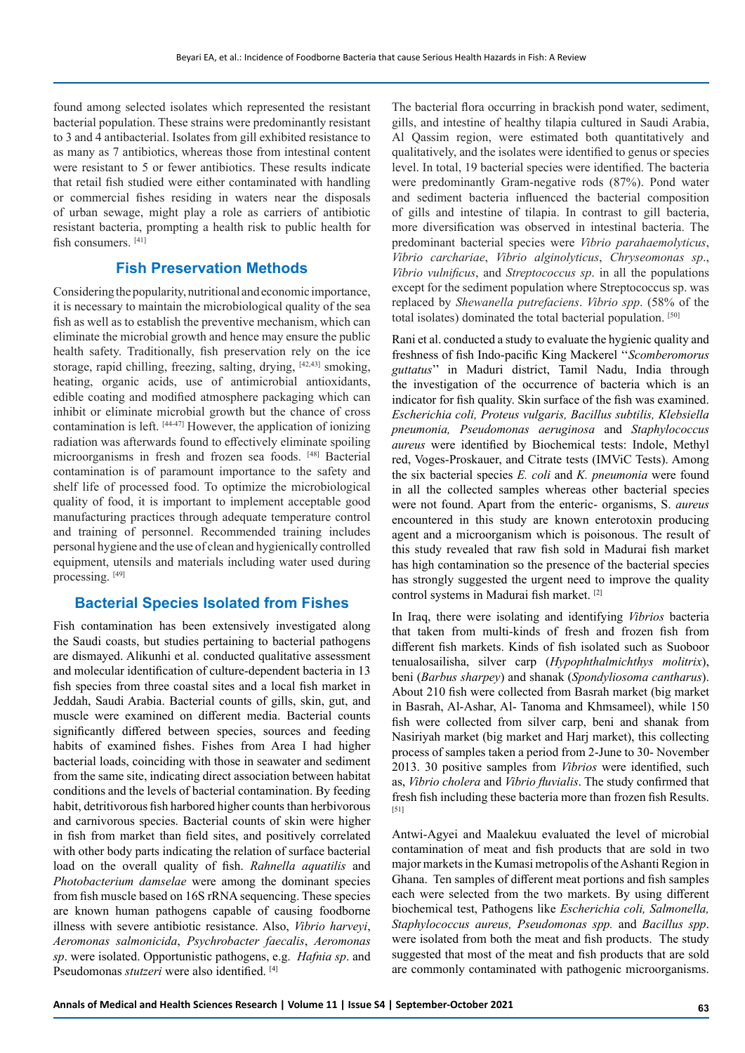found among selected isolates which represented the resistant bacterial population. These strains were predominantly resistant to 3 and 4 antibacterial. Isolates from gill exhibited resistance to as many as 7 antibiotics, whereas those from intestinal content were resistant to 5 or fewer antibiotics. These results indicate that retail fish studied were either contaminated with handling or commercial fishes residing in waters near the disposals of urban sewage, might play a role as carriers of antibiotic resistant bacteria, prompting a health risk to public health for fish consumers. [41]

## Fish Preservation Methods

Considering the popularity, nutritional and economic importance, it is necessary to maintain the microbiological quality of the sea fish as well as to establish the preventive mechanism, which can eliminate the microbial growth and hence may ensure the public health safety. Traditionally, fish preservation rely on the ice storage, rapid chilling, freezing, salting, drying, [42,43] smoking, heating, organic acids, use of antimicrobial antioxidants, edible coating and modified atmosphere packaging which can inhibit or eliminate microbial growth but the chance of cross contamination is left. [44-47] However, the application of ionizing radiation was afterwards found to effectively eliminate spoiling microorganisms in fresh and frozen sea foods. [48] Bacterial contamination is of paramount importance to the safety and shelf life of processed food. To optimize the microbiological quality of food, it is important to implement acceptable good manufacturing practices through adequate temperature control and training of personnel. Recommended training includes personal hygiene and the use of clean and hygienically controlled equipment, utensils and materials including water used during processing. [49]

## Bacterial Species Isolated from Fishes

Fish contamination has been extensively investigated along the Saudi coasts, but studies pertaining to bacterial pathogens are dismayed. Alikunhi et al. conducted qualitative assessment and molecular identification of culture-dependent bacteria in 13 fish species from three coastal sites and a local fish market in Jeddah, Saudi Arabia. Bacterial counts of gills, skin, gut, and muscle were examined on different media. Bacterial counts significantly differed between species, sources and feeding habits of examined fishes. Fishes from Area I had higher bacterial loads, coinciding with those in seawater and sediment from the same site, indicating direct association between habitat conditions and the levels of bacterial contamination. By feeding habit, detritivorous fish harbored higher counts than herbivorous and carnivorous species. Bacterial counts of skin were higher in fish from market than field sites, and positively correlated with other body parts indicating the relation of surface bacterial load on the overall quality of fish. *Rahnella aquatilis* and *Photobacterium damselae* were among the dominant species from fish muscle based on 16S rRNA sequencing. These species are known human pathogens capable of causing foodborne illness with severe antibiotic resistance. Also, *Vibrio harveyi*, *Aeromonas salmonicida*, *Psychrobacter faecalis*, *Aeromonas sp*. were isolated. Opportunistic pathogens, e.g. *Hafnia sp*. and Pseudomonas *stutzeri* were also identified. [4]

The bacterial flora occurring in brackish pond water, sediment, gills, and intestine of healthy tilapia cultured in Saudi Arabia, Al Qassim region, were estimated both quantitatively and qualitatively, and the isolates were identified to genus or species level. In total, 19 bacterial species were identified. The bacteria were predominantly Gram-negative rods (87%). Pond water and sediment bacteria influenced the bacterial composition of gills and intestine of tilapia. In contrast to gill bacteria, more diversification was observed in intestinal bacteria. The predominant bacterial species were *Vibrio parahaemolyticus*, *Vibrio carchariae*, *Vibrio alginolyticus*, *Chryseomonas sp*., *Vibrio vulnificus*, and *Streptococcus sp*. in all the populations except for the sediment population where Streptococcus sp. was replaced by *Shewanella putrefaciens*. *Vibrio spp*. (58% of the total isolates) dominated the total bacterial population. [50]

Rani et al. conducted a study to evaluate the hygienic quality and freshness of fish Indo-pacific King Mackerel ''*Scomberomorus guttatus*'' in Maduri district, Tamil Nadu, India through the investigation of the occurrence of bacteria which is an indicator for fish quality. Skin surface of the fish was examined. *Escherichia coli, Proteus vulgaris, Bacillus subtilis, Klebsiella pneumonia, Pseudomonas aeruginosa* and *Staphylococcus aureus* were identified by Biochemical tests: Indole, Methyl red, Voges-Proskauer, and Citrate tests (IMViC Tests). Among the six bacterial species *E. coli* and *K. pneumonia* were found in all the collected samples whereas other bacterial species were not found. Apart from the enteric- organisms, S. *aureus* encountered in this study are known enterotoxin producing agent and a microorganism which is poisonous. The result of this study revealed that raw fish sold in Madurai fish market has high contamination so the presence of the bacterial species has strongly suggested the urgent need to improve the quality control systems in Madurai fish market. [2]

In Iraq, there were isolating and identifying *Vibrios* bacteria that taken from multi-kinds of fresh and frozen fish from different fish markets. Kinds of fish isolated such as Suoboor tenualosailisha, silver carp (*Hypophthalmichthys molitrix*), beni (*Barbus sharpey*) and shanak (*Spondyliosoma cantharus*). About 210 fish were collected from Basrah market (big market in Basrah, Al-Ashar, Al- Tanoma and Khmsameel), while 150 fish were collected from silver carp, beni and shanak from Nasiriyah market (big market and Harj market), this collecting process of samples taken a period from 2-June to 30- November 2013. 30 positive samples from *Vibrios* were identified, such as, *Vibrio cholera* and *Vibrio fluvialis*. The study confirmed that fresh fish including these bacteria more than frozen fish Results. [51]

Antwi-Agyei and Maalekuu evaluated the level of microbial contamination of meat and fish products that are sold in two major markets in the Kumasi metropolis of the Ashanti Region in Ghana. Ten samples of different meat portions and fish samples each were selected from the two markets. By using different biochemical test, Pathogens like *Escherichia coli, Salmonella, Staphylococcus aureus, Pseudomonas spp.* and *Bacillus spp*. were isolated from both the meat and fish products. The study suggested that most of the meat and fish products that are sold are commonly contaminated with pathogenic microorganisms.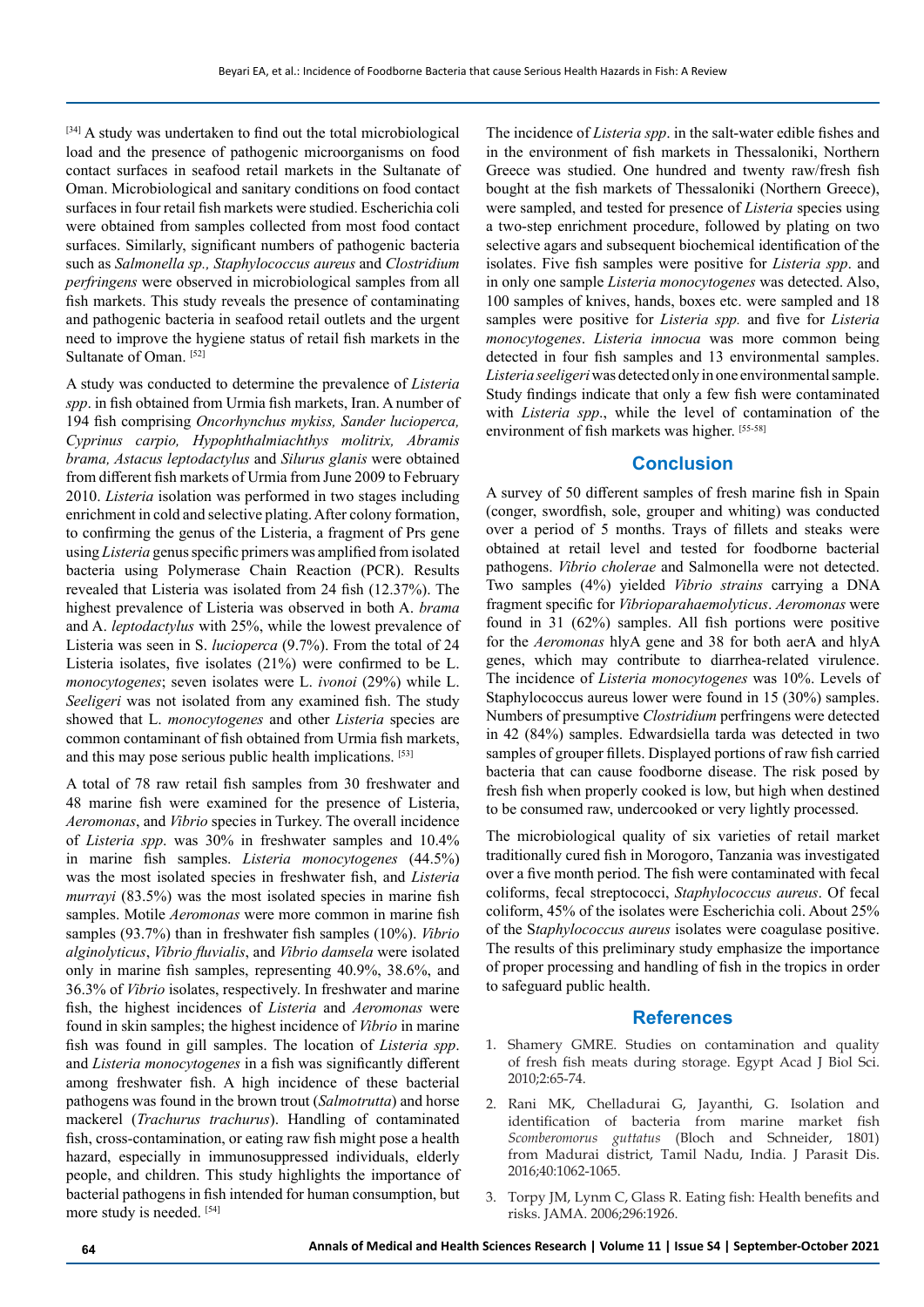[34] A study was undertaken to find out the total microbiological load and the presence of pathogenic microorganisms on food contact surfaces in seafood retail markets in the Sultanate of Oman. Microbiological and sanitary conditions on food contact surfaces in four retail fish markets were studied. Escherichia coli were obtained from samples collected from most food contact surfaces. Similarly, significant numbers of pathogenic bacteria such as *Salmonella sp., Staphylococcus aureus* and *Clostridium perfringens* were observed in microbiological samples from all fish markets. This study reveals the presence of contaminating and pathogenic bacteria in seafood retail outlets and the urgent need to improve the hygiene status of retail fish markets in the Sultanate of Oman. [52]

A study was conducted to determine the prevalence of *Listeria spp*. in fish obtained from Urmia fish markets, Iran. A number of 194 fish comprising *Oncorhynchus mykiss, Sander lucioperca, Cyprinus carpio, Hypophthalmiachthys molitrix, Abramis brama, Astacus leptodactylus* and *Silurus glanis* were obtained from different fish markets of Urmia from June 2009 to February 2010. *Listeria* isolation was performed in two stages including enrichment in cold and selective plating. After colony formation, to confirming the genus of the Listeria, a fragment of Prs gene using *Listeria* genus specific primers was amplified from isolated bacteria using Polymerase Chain Reaction (PCR). Results revealed that Listeria was isolated from 24 fish (12.37%). The highest prevalence of Listeria was observed in both A. *brama* and A. *leptodactylus* with 25%, while the lowest prevalence of Listeria was seen in S. *lucioperca* (9.7%). From the total of 24 Listeria isolates, five isolates (21%) were confirmed to be L. *monocytogenes*; seven isolates were L. *ivonoi* (29%) while L. *Seeligeri* was not isolated from any examined fish. The study showed that L. *monocytogenes* and other *Listeria* species are common contaminant of fish obtained from Urmia fish markets, and this may pose serious public health implications. [53]

A total of 78 raw retail fish samples from 30 freshwater and 48 marine fish were examined for the presence of Listeria, *Aeromonas*, and *Vibrio* species in Turkey. The overall incidence of *Listeria spp*. was 30% in freshwater samples and 10.4% in marine fish samples. *Listeria monocytogenes* (44.5%) was the most isolated species in freshwater fish, and *Listeria murrayi* (83.5%) was the most isolated species in marine fish samples. Motile *Aeromonas* were more common in marine fish samples (93.7%) than in freshwater fish samples (10%). *Vibrio alginolyticus*, *Vibrio fluvialis*, and *Vibrio damsela* were isolated only in marine fish samples, representing 40.9%, 38.6%, and 36.3% of *Vibrio* isolates, respectively. In freshwater and marine fish, the highest incidences of *Listeria* and *Aeromonas* were found in skin samples; the highest incidence of *Vibrio* in marine fish was found in gill samples. The location of *Listeria spp*. and *Listeria monocytogenes* in a fish was significantly different among freshwater fish. A high incidence of these bacterial pathogens was found in the brown trout (*Salmotrutta*) and horse mackerel (*Trachurus trachurus*). Handling of contaminated fish, cross-contamination, or eating raw fish might pose a health hazard, especially in immunosuppressed individuals, elderly people, and children. This study highlights the importance of bacterial pathogens in fish intended for human consumption, but more study is needed. [54]

The incidence of *Listeria spp*. in the salt-water edible fishes and in the environment of fish markets in Thessaloniki, Northern Greece was studied. One hundred and twenty raw/fresh fish bought at the fish markets of Thessaloniki (Northern Greece), were sampled, and tested for presence of *Listeria* species using a two-step enrichment procedure, followed by plating on two selective agars and subsequent biochemical identification of the isolates. Five fish samples were positive for *Listeria spp*. and in only one sample *Listeria monocytogenes* was detected. Also, 100 samples of knives, hands, boxes etc. were sampled and 18 samples were positive for *Listeria spp.* and five for *Listeria monocytogenes*. *Listeria innocua* was more common being detected in four fish samples and 13 environmental samples. *Listeria seeligeri* was detected only in one environmental sample. Study findings indicate that only a few fish were contaminated with *Listeria spp*., while the level of contamination of the environment of fish markets was higher. [55-58]

## Conclusion

A survey of 50 different samples of fresh marine fish in Spain (conger, swordfish, sole, grouper and whiting) was conducted over a period of 5 months. Trays of fillets and steaks were obtained at retail level and tested for foodborne bacterial pathogens. *Vibrio cholerae* and Salmonella were not detected. Two samples (4%) yielded *Vibrio strains* carrying a DNA fragment specific for *Vibrioparahaemolyticus*. *Aeromonas* were found in 31 (62%) samples. All fish portions were positive for the *Aeromonas* hlyA gene and 38 for both aerA and hlyA genes, which may contribute to diarrhea-related virulence. The incidence of *Listeria monocytogenes* was 10%. Levels of Staphylococcus aureus lower were found in 15 (30%) samples. Numbers of presumptive *Clostridium* perfringens were detected in 42 (84%) samples. Edwardsiella tarda was detected in two samples of grouper fillets. Displayed portions of raw fish carried bacteria that can cause foodborne disease. The risk posed by fresh fish when properly cooked is low, but high when destined to be consumed raw, undercooked or very lightly processed.

The microbiological quality of six varieties of retail market traditionally cured fish in Morogoro, Tanzania was investigated over a five month period. The fish were contaminated with fecal coliforms, fecal streptococci, *Staphylococcus aureus*. Of fecal coliform, 45% of the isolates were Escherichia coli. About 25% of the S*taphylococcus aureus* isolates were coagulase positive. The results of this preliminary study emphasize the importance of proper processing and handling of fish in the tropics in order to safeguard public health.

## References

1. Shamery GMRE. Studies on contamination and quality of fresh fish meats during storage. Egypt Acad J Biol Sci. 2010;2:65-74.
2. Rani MK, Chelladurai G, Jayanthi, G. Isolation and identification of bacteria from marine market fish *Scomberomorus guttatus* (Bloch and Schneider, 1801) from Madurai district, Tamil Nadu, India. J Parasit Dis. 2016;40:1062-1065.
3. Torpy JM, Lynm C, Glass R. Eating fish: Health benefits and risks. JAMA. 2006;296:1926.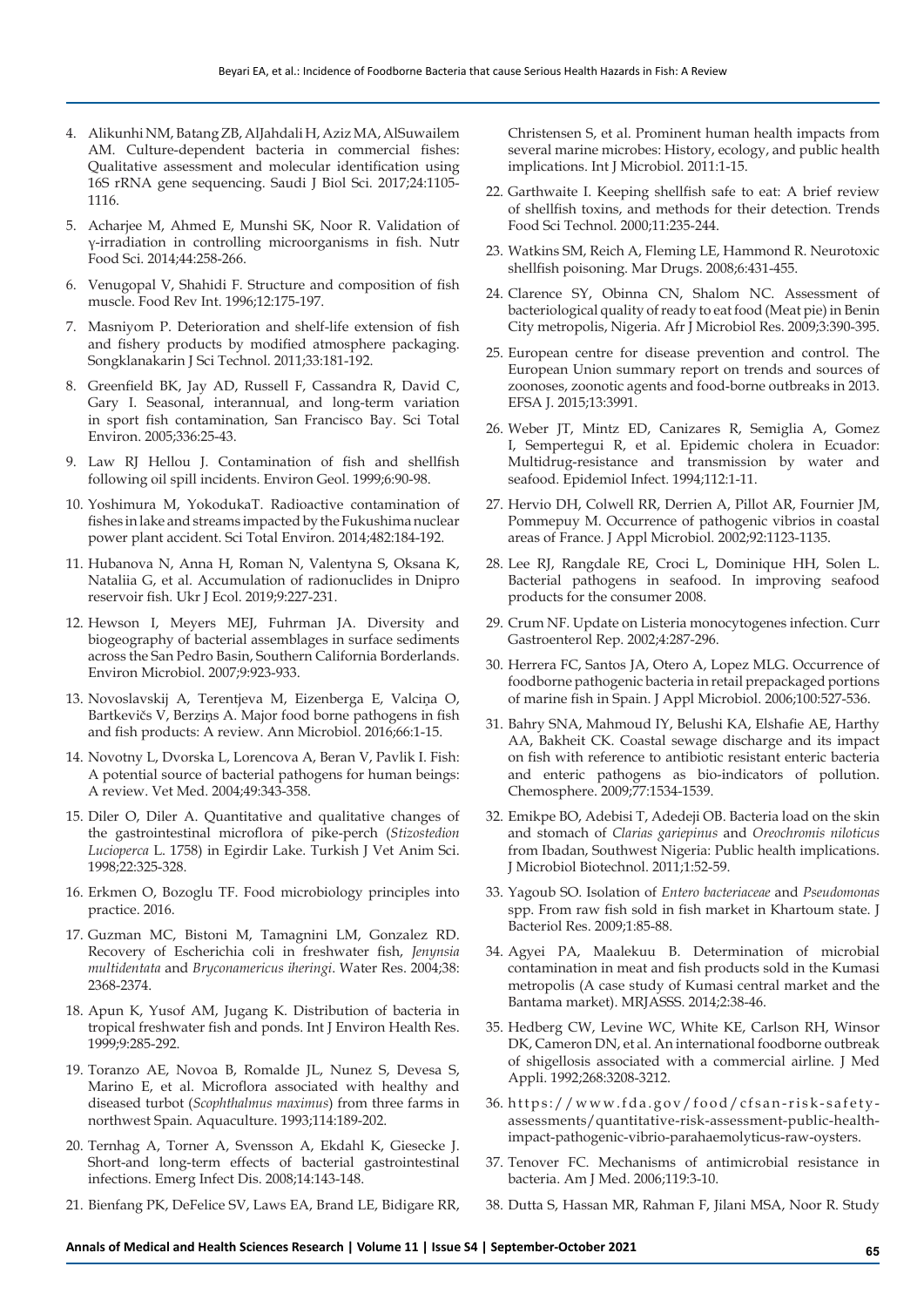4. Alikunhi NM, Batang ZB, AlJahdali H, Aziz MA, AlSuwailem AM. Culture-dependent bacteria in commercial fishes: Qualitative assessment and molecular identification using 16S rRNA gene sequencing. Saudi J Biol Sci. 2017;24:1105-1116.

5. Acharjee M, Ahmed E, Munshi SK, Noor R. Validation of γ-irradiation in controlling microorganisms in fish. Nutr Food Sci. 2014;44:258-266.

6. Venugopal V, Shahidi F. Structure and composition of fish muscle. Food Rev Int. 1996;12:175-197.

7. Masniyom P. Deterioration and shelf-life extension of fish and fishery products by modified atmosphere packaging. Songklanakarin J Sci Technol. 2011;33:181-192.

8. Greenfield BK, Jay AD, Russell F, Cassandra R, David C, Gary I. Seasonal, interannual, and long-term variation in sport fish contamination, San Francisco Bay. Sci Total Environ. 2005;336:25-43.

9. Law RJ Hellou J. Contamination of fish and shellfish following oil spill incidents. Environ Geol. 1999;6:90-98.

10. Yoshimura M, YokodukaT. Radioactive contamination of fishes in lake and streams impacted by the Fukushima nuclear power plant accident. Sci Total Environ. 2014;482:184-192.

11. Hubanova N, Anna H, Roman N, Valentyna S, Oksana K, Nataliia G, et al. Accumulation of radionuclides in Dnipro reservoir fish. Ukr J Ecol. 2019;9:227-231.

12. Hewson I, Meyers MEJ, Fuhrman JA. Diversity and biogeography of bacterial assemblages in surface sediments across the San Pedro Basin, Southern California Borderlands. Environ Microbiol. 2007;9:923-933.

13. Novoslavskij A, Terentjeva M, Eizenberga E, Valciņa O, Bartkevičs V, Berziņs A. Major food borne pathogens in fish and fish products: A review. Ann Microbiol. 2016;66:1-15.

14. Novotny L, Dvorska L, Lorencova A, Beran V, Pavlik I. Fish: A potential source of bacterial pathogens for human beings: A review. Vet Med. 2004;49:343-358.

15. Diler O, Diler A. Quantitative and qualitative changes of the gastrointestinal microflora of pike-perch (*Stizostedion Lucioperca* L. 1758) in Egirdir Lake. Turkish J Vet Anim Sci. 1998;22:325-328.

16. Erkmen O, Bozoglu TF. Food microbiology principles into practice. 2016.

17. Guzman MC, Bistoni M, Tamagnini LM, Gonzalez RD. Recovery of Escherichia coli in freshwater fish, *Jenynsia multidentata* and *Bryconamericus iheringi*. Water Res. 2004;38: 2368-2374.

18. Apun K, Yusof AM, Jugang K. Distribution of bacteria in tropical freshwater fish and ponds. Int J Environ Health Res. 1999;9:285-292.

19. Toranzo AE, Novoa B, Romalde JL, Nunez S, Devesa S, Marino E, et al. Microflora associated with healthy and diseased turbot (*Scophthalmus maximus*) from three farms in northwest Spain. Aquaculture. 1993;114:189-202.

20. Ternhag A, Torner A, Svensson A, Ekdahl K, Giesecke J. Short-and long-term effects of bacterial gastrointestinal infections. Emerg Infect Dis. 2008;14:143-148.

21. Bienfang PK, DeFelice SV, Laws EA, Brand LE, Bidigare RR, Christensen S, et al. Prominent human health impacts from several marine microbes: History, ecology, and public health implications. Int J Microbiol. 2011:1-15.

22. Garthwaite I. Keeping shellfish safe to eat: A brief review of shellfish toxins, and methods for their detection. Trends Food Sci Technol. 2000;11:235-244.

23. Watkins SM, Reich A, Fleming LE, Hammond R. Neurotoxic shellfish poisoning. Mar Drugs. 2008;6:431-455.

24. Clarence SY, Obinna CN, Shalom NC. Assessment of bacteriological quality of ready to eat food (Meat pie) in Benin City metropolis, Nigeria. Afr J Microbiol Res. 2009;3:390-395.

25. European centre for disease prevention and control. The European Union summary report on trends and sources of zoonoses, zoonotic agents and food-borne outbreaks in 2013. EFSA J. 2015;13:3991.

26. Weber JT, Mintz ED, Canizares R, Semiglia A, Gomez I, Sempertegui R, et al. Epidemic cholera in Ecuador: Multidrug-resistance and transmission by water and seafood. Epidemiol Infect. 1994;112:1-11.

27. Hervio DH, Colwell RR, Derrien A, Pillot AR, Fournier JM, Pommepuy M. Occurrence of pathogenic vibrios in coastal areas of France. J Appl Microbiol. 2002;92:1123-1135.

28. Lee RJ, Rangdale RE, Croci L, Dominique HH, Solen L. Bacterial pathogens in seafood. In improving seafood products for the consumer 2008.

29. Crum NF. Update on Listeria monocytogenes infection. Curr Gastroenterol Rep. 2002;4:287-296.

30. Herrera FC, Santos JA, Otero A, Lopez MLG. Occurrence of foodborne pathogenic bacteria in retail prepackaged portions of marine fish in Spain. J Appl Microbiol. 2006;100:527-536.

31. Bahry SNA, Mahmoud IY, Belushi KA, Elshafie AE, Harthy AA, Bakheit CK. Coastal sewage discharge and its impact on fish with reference to antibiotic resistant enteric bacteria and enteric pathogens as bio-indicators of pollution. Chemosphere. 2009;77:1534-1539.

32. Emikpe BO, Adebisi T, Adedeji OB. Bacteria load on the skin and stomach of *Clarias gariepinus* and *Oreochromis niloticus* from Ibadan, Southwest Nigeria: Public health implications. J Microbiol Biotechnol. 2011;1:52-59.

33. Yagoub SO. Isolation of *Entero bacteriaceae* and *Pseudomonas* spp. From raw fish sold in fish market in Khartoum state. J Bacteriol Res. 2009;1:85-88.

34. Agyei PA, Maalekuu B. Determination of microbial contamination in meat and fish products sold in the Kumasi metropolis (A case study of Kumasi central market and the Bantama market). MRJASSS. 2014;2:38-46.

35. Hedberg CW, Levine WC, White KE, Carlson RH, Winsor DK, Cameron DN, et al. An international foodborne outbreak of shigellosis associated with a commercial airline. J Med Appli. 1992;268:3208-3212.

36. https://www.fda.gov/food/cfsan-risk-safety-assessments/quantitative-risk-assessment-public-health-impact-pathogenic-vibrio-parahaemolyticus-raw-oysters.

37. Tenover FC. Mechanisms of antimicrobial resistance in bacteria. Am J Med. 2006;119:3-10.

38. Dutta S, Hassan MR, Rahman F, Jilani MSA, Noor R. Study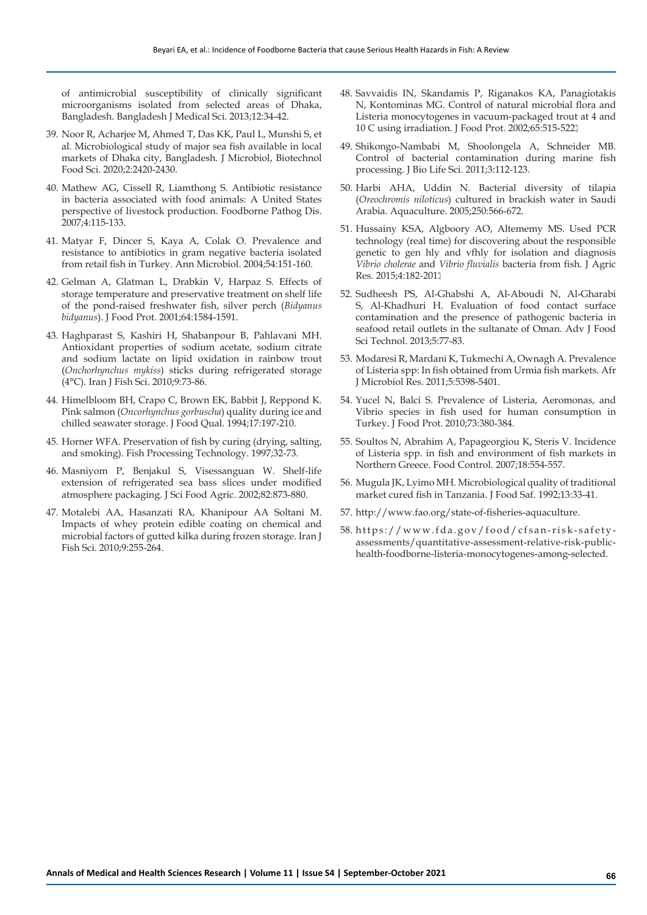of antimicrobial susceptibility of clinically significant microorganisms isolated from selected areas of Dhaka, Bangladesh. Bangladesh J Medical Sci. 2013;12:34-42.

39. Noor R, Acharjee M, Ahmed T, Das KK, Paul L, Munshi S, et al. Microbiological study of major sea fish available in local markets of Dhaka city, Bangladesh. J Microbiol, Biotechnol Food Sci. 2020;2:2420-2430.

40. Mathew AG, Cissell R, Liamthong S. Antibiotic resistance in bacteria associated with food animals: A United States perspective of livestock production. Foodborne Pathog Dis. 2007;4:115-133.

41. Matyar F, Dincer S, Kaya A, Colak O. Prevalence and resistance to antibiotics in gram negative bacteria isolated from retail fish in Turkey. Ann Microbiol. 2004;54:151-160.

42. Gelman A, Glatman L, Drabkin V, Harpaz S. Effects of storage temperature and preservative treatment on shelf life of the pond-raised freshwater fish, silver perch (*Bidyanus bidyanus*). J Food Prot. 2001;64:1584-1591.

43. Haghparast S, Kashiri H, Shabanpour B, Pahlavani MH. Antioxidant properties of sodium acetate, sodium citrate and sodium lactate on lipid oxidation in rainbow trout (*Onchorhynchus mykiss*) sticks during refrigerated storage (4°C). Iran J Fish Sci. 2010;9:73-86.

44. Himelbloom BH, Crapo C, Brown EK, Babbit J, Reppond K. Pink salmon (*Oncorhynchus gorbuscha*) quality during ice and chilled seawater storage. J Food Qual. 1994;17:197-210.

45. Horner WFA. Preservation of fish by curing (drying, salting, and smoking). Fish Processing Technology. 1997;32-73.

46. Masniyom P, Benjakul S, Visessanguan W. Shelf-life extension of refrigerated sea bass slices under modified atmosphere packaging. J Sci Food Agric. 2002;82:873-880.

47. Motalebi AA, Hasanzati RA, Khanipour AA Soltani M. Impacts of whey protein edible coating on chemical and microbial factors of gutted kilka during frozen storage. Iran J Fish Sci. 2010;9:255-264.

48. Savvaidis IN, Skandamis P, Riganakos KA, Panagiotakis N, Kontominas MG. Control of natural microbial flora and Listeria monocytogenes in vacuum-packaged trout at 4 and 10 C using irradiation. J Food Prot. 2002;65:515-522.

49. Shikongo-Nambabi M, Shoolongela A, Schneider MB. Control of bacterial contamination during marine fish processing. J Bio Life Sci. 2011;3:112-123.

50. Harbi AHA, Uddin N. Bacterial diversity of tilapia (*Oreochromis niloticus*) cultured in brackish water in Saudi Arabia. Aquaculture. 2005;250:566-672.

51. Hussainy KSA, Algboory AO, Altememy MS. Used PCR technology (real time) for discovering about the responsible genetic to gen hly and vfhly for isolation and diagnosis *Vibrio cholerae* and *Vibrio fluvialis* bacteria from fish. J Agric Res. 2015;4:182-201.

52. Sudheesh PS, Al-Ghabshi A, Al-Aboudi N, Al-Gharabi S, Al-Khadhuri H. Evaluation of food contact surface contamination and the presence of pathogenic bacteria in seafood retail outlets in the sultanate of Oman. Adv J Food Sci Technol. 2013;5:77-83.

53. Modaresi R, Mardani K, Tukmechi A, Ownagh A. Prevalence of Listeria spp: In fish obtained from Urmia fish markets. Afr J Microbiol Res. 2011;5:5398-5401.

54. Yucel N, Balci S. Prevalence of Listeria, Aeromonas, and Vibrio species in fish used for human consumption in Turkey. J Food Prot. 2010;73:380-384.

55. Soultos N, Abrahim A, Papageorgiou K, Steris V. Incidence of Listeria spp. in fish and environment of fish markets in Northern Greece. Food Control. 2007;18:554-557.

56. Mugula JK, Lyimo MH. Microbiological quality of traditional market cured fish in Tanzania. J Food Saf. 1992;13:33-41.

57. http://www.fao.org/state-of-fisheries-aquaculture.

58. https://www.fda.gov/food/cfsan-risk-safety-assessments/quantitative-assessment-relative-risk-public-health-foodborne-listeria-monocytogenes-among-selected.